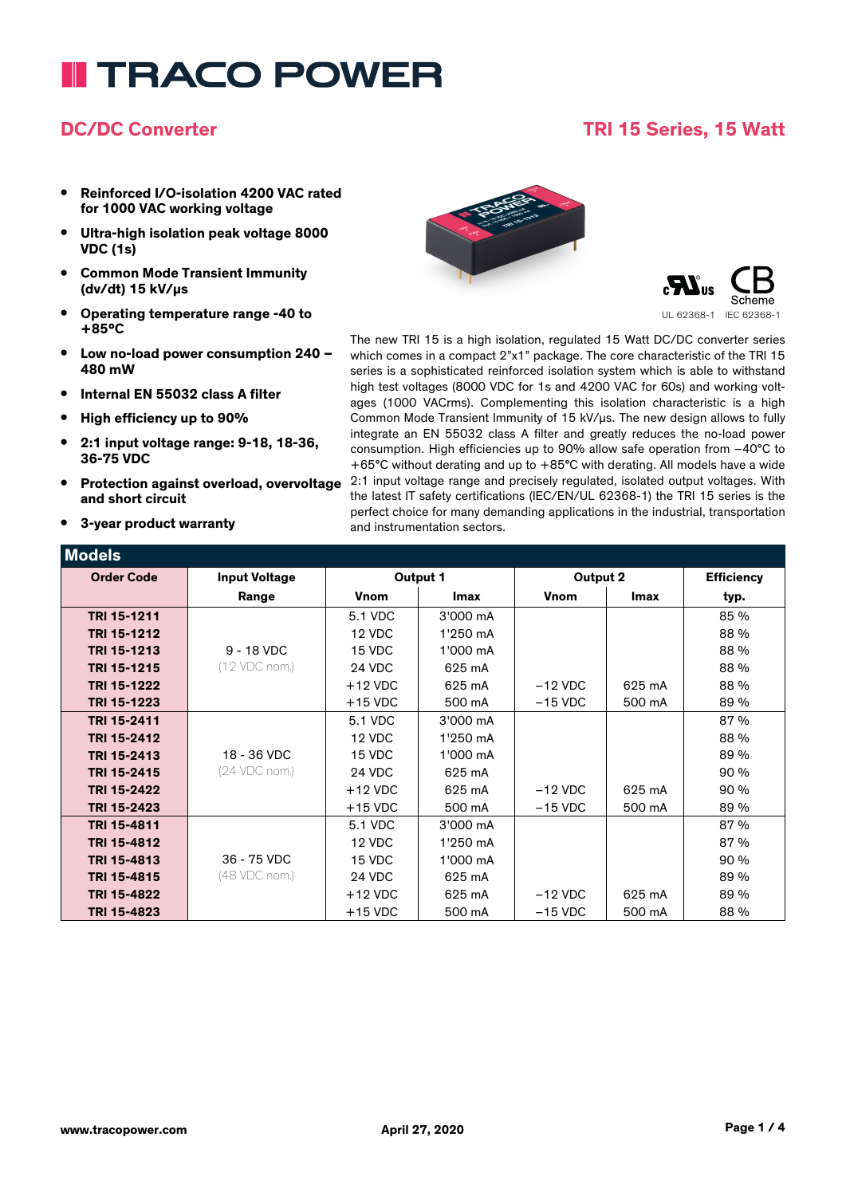# TRACO POWER

## DC/DC Converter

## TRI 15 Series, 15 Watt

- **Reinforced I/O-isolation 4200 VAC rated for 1000 VAC working voltage**
- **Ultra-high isolation peak voltage 8000 VDC (1s)**
- **Common Mode Transient Immunity (dv/dt) 15 kV/µs**
- **Operating temperature range -40 to +85°C**
- **Low no-load power consumption 240 – 480 mW**
- **Internal EN 55032 class A filter**
- **High efficiency up to 90%**
- **2:1 input voltage range: 9-18, 18-36, 36-75 VDC**
- **Protection against overload, overvoltage and short circuit**
- **3-year product warranty**

UL 62368-1 IEC 62368-1

The new TRI 15 is a high isolation, regulated 15 Watt DC/DC converter series which comes in a compact 2"x1" package. The core characteristic of the TRI 15 series is a sophisticated reinforced isolation system which is able to withstand high test voltages (8000 VDC for 1s and 4200 VAC for 60s) and working voltages (1000 VACrms). Complementing this isolation characteristic is a high Common Mode Transient Immunity of 15 kV/µs. The new design allows to fully integrate an EN 55032 class A filter and greatly reduces the no-load power consumption. High efficiencies up to 90% allow safe operation from –40°C to +65°C without derating and up to +85°C with derating. All models have a wide 2:1 input voltage range and precisely regulated, isolated output voltages. With the latest IT safety certifications (IEC/EN/UL 62368-1) the TRI 15 series is the perfect choice for many demanding applications in the industrial, transportation and instrumentation sectors.

## Models

| Order Code | Input Voltage | Output 1 | | Output 2 | | Efficiency |
|---|---|---|---|---|---|---|
| | Range | Vnom | Imax | Vnom | Imax | typ. |
| **TRI 15-1211** | 9 - 18 VDC (12 VDC nom.) | 5.1 VDC | 3'000 mA | | | 85 % |
| **TRI 15-1212** | | 12 VDC | 1'250 mA | | | 88 % |
| **TRI 15-1213** | | 15 VDC | 1'000 mA | | | 88 % |
| **TRI 15-1215** | | 24 VDC | 625 mA | | | 88 % |
| **TRI 15-1222** | | +12 VDC | 625 mA | –12 VDC | 625 mA | 88 % |
| **TRI 15-1223** | | +15 VDC | 500 mA | –15 VDC | 500 mA | 89 % |
| **TRI 15-2411** | 18 - 36 VDC (24 VDC nom.) | 5.1 VDC | 3'000 mA | | | 87 % |
| **TRI 15-2412** | | 12 VDC | 1'250 mA | | | 88 % |
| **TRI 15-2413** | | 15 VDC | 1'000 mA | | | 89 % |
| **TRI 15-2415** | | 24 VDC | 625 mA | | | 90 % |
| **TRI 15-2422** | | +12 VDC | 625 mA | –12 VDC | 625 mA | 90 % |
| **TRI 15-2423** | | +15 VDC | 500 mA | –15 VDC | 500 mA | 89 % |
| **TRI 15-4811** | 36 - 75 VDC (48 VDC nom.) | 5.1 VDC | 3'000 mA | | | 87 % |
| **TRI 15-4812** | | 12 VDC | 1'250 mA | | | 87 % |
| **TRI 15-4813** | | 15 VDC | 1'000 mA | | | 90 % |
| **TRI 15-4815** | | 24 VDC | 625 mA | | | 89 % |
| **TRI 15-4822** | | +12 VDC | 625 mA | –12 VDC | 625 mA | 89 % |
| **TRI 15-4823** | | +15 VDC | 500 mA | –15 VDC | 500 mA | 88 % |

www.tracopower.com April 27, 2020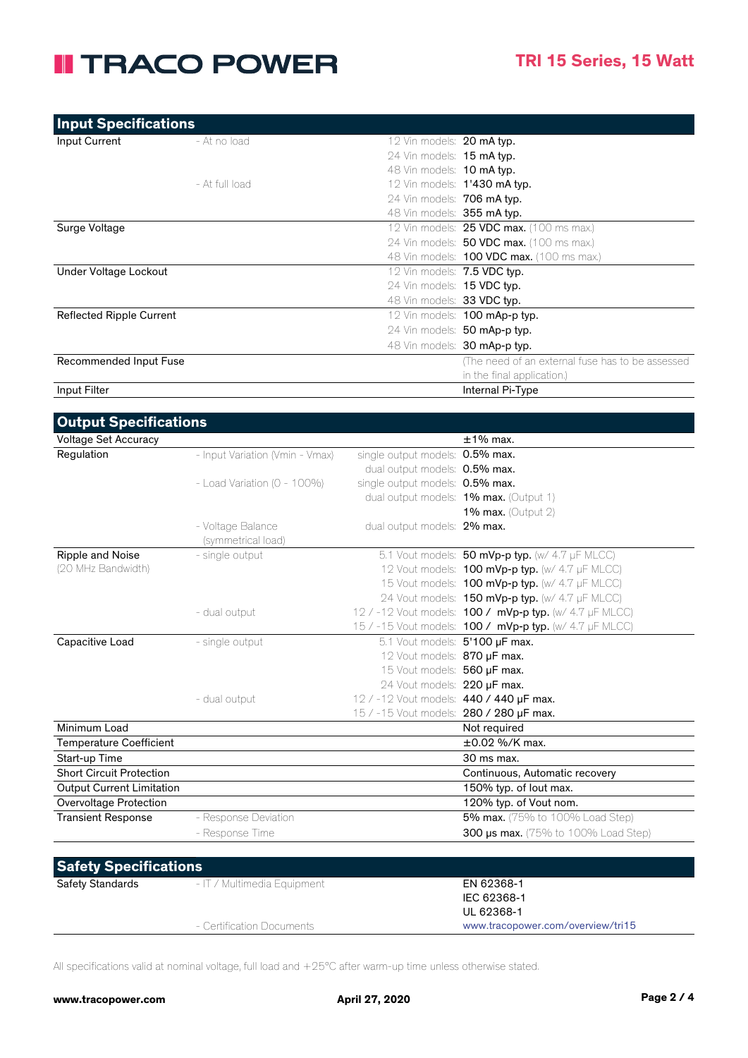## Input Specifications

| | | | |
|---|---|---|---|
| Input Current | - At no load | 12 Vin models: | **20 mA typ.** |
| | | 24 Vin models: | **15 mA typ.** |
| | | 48 Vin models: | **10 mA typ.** |
| | - At full load | 12 Vin models: | **1'430 mA typ.** |
| | | 24 Vin models: | **706 mA typ.** |
| | | 48 Vin models: | **355 mA typ.** |
| Surge Voltage | | 12 Vin models: | **25 VDC max.** (100 ms max.) |
| | | 24 Vin models: | **50 VDC max.** (100 ms max.) |
| | | 48 Vin models: | **100 VDC max.** (100 ms max.) |
| Under Voltage Lockout | | 12 Vin models: | **7.5 VDC typ.** |
| | | 24 Vin models: | **15 VDC typ.** |
| | | 48 Vin models: | **33 VDC typ.** |
| Reflected Ripple Current | | 12 Vin models: | **100 mAp-p typ.** |
| | | 24 Vin models: | **50 mAp-p typ.** |
| | | 48 Vin models: | **30 mAp-p typ.** |
| Recommended Input Fuse | | | (The need of an external fuse has to be assessed in the final application.) |
| Input Filter | | | Internal Pi-Type |

## Output Specifications

| | | | |
|---|---|---|---|
| Voltage Set Accuracy | | | ±1% max. |
| Regulation | - Input Variation (Vmin - Vmax) | single output models: | **0.5% max.** |
| | | dual output models: | **0.5% max.** |
| | - Load Variation (0 - 100%) | single output models: | **0.5% max.** |
| | | dual output models: | **1% max.** (Output 1) |
| | | | **1% max.** (Output 2) |
| | - Voltage Balance (symmetrical load) | dual output models: | **2% max.** |
| Ripple and Noise (20 MHz Bandwidth) | - single output | 5.1 Vout models: | **50 mVp-p typ.** (w/ 4.7 µF MLCC) |
| | | 12 Vout models: | **100 mVp-p typ.** (w/ 4.7 µF MLCC) |
| | | 15 Vout models: | **100 mVp-p typ.** (w/ 4.7 µF MLCC) |
| | | 24 Vout models: | **150 mVp-p typ.** (w/ 4.7 µF MLCC) |
| | - dual output | 12 / -12 Vout models: | **100 / mVp-p typ.** (w/ 4.7 µF MLCC) |
| | | 15 / -15 Vout models: | **100 / mVp-p typ.** (w/ 4.7 µF MLCC) |
| Capacitive Load | - single output | 5.1 Vout models: | **5'100 µF max.** |
| | | 12 Vout models: | **870 µF max.** |
| | | 15 Vout models: | **560 µF max.** |
| | | 24 Vout models: | **220 µF max.** |
| | - dual output | 12 / -12 Vout models: | **440 / 440 µF max.** |
| | | 15 / -15 Vout models: | **280 / 280 µF max.** |
| Minimum Load | | | Not required |
| Temperature Coefficient | | | ±0.02 %/K max. |
| Start-up Time | | | 30 ms max. |
| Short Circuit Protection | | | Continuous, Automatic recovery |
| Output Current Limitation | | | 150% typ. of Iout max. |
| Overvoltage Protection | | | 120% typ. of Vout nom. |
| Transient Response | - Response Deviation | | **5% max.** (75% to 100% Load Step) |
| | - Response Time | | **300 µs max.** (75% to 100% Load Step) |

## Safety Specifications

| | | | |
|---|---|---|---|
| Safety Standards | - IT / Multimedia Equipment | | EN 62368-1<br>IEC 62368-1<br>UL 62368-1 |
| | - Certification Documents | | www.tracopower.com/overview/tri15 |

All specifications valid at nominal voltage, full load and +25°C after warm-up time unless otherwise stated.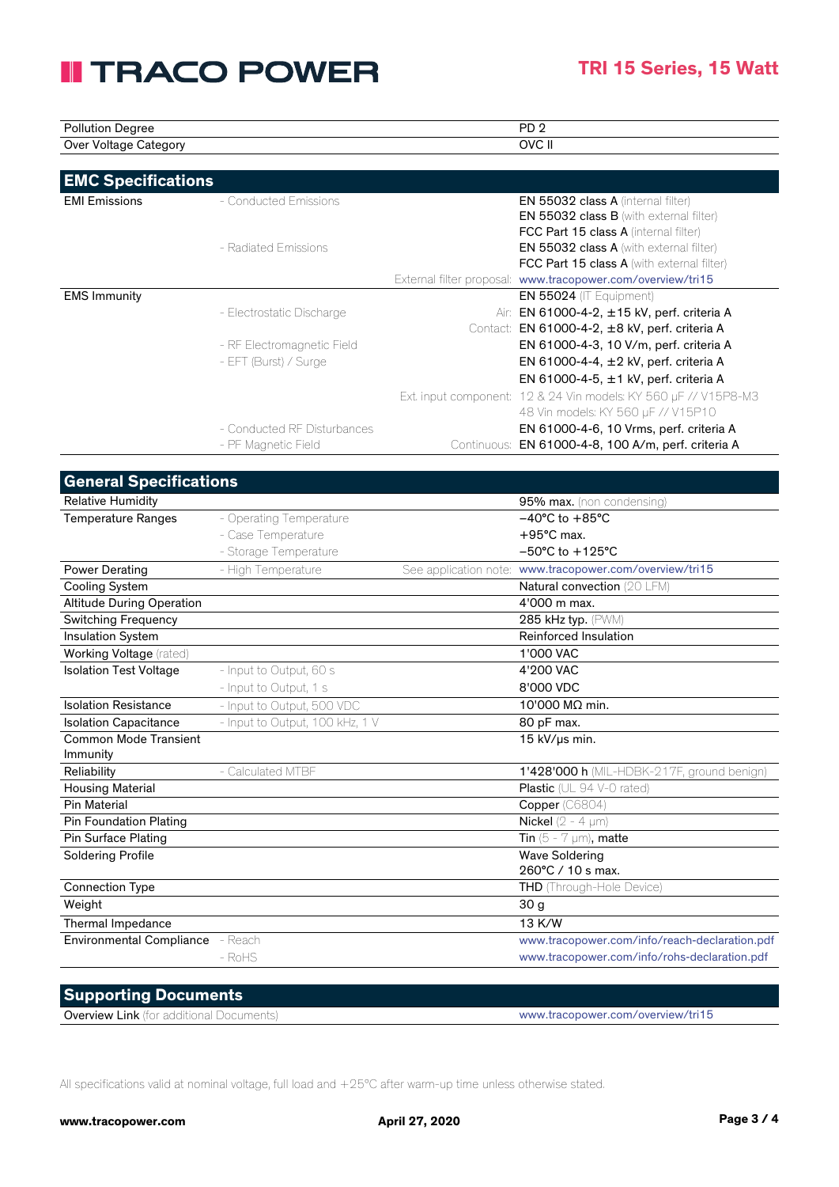| | | | |
|---|---|---|---|
| Pollution Degree | | | PD 2 |
| Over Voltage Category | | | OVC II |

## EMC Specifications

| | | | |
|---|---|---|---|
| EMI Emissions | - Conducted Emissions | | **EN 55032 class A** (internal filter) |
| | | | **EN 55032 class B** (with external filter) |
| | | | **FCC Part 15 class A** (internal filter) |
| | - Radiated Emissions | | **EN 55032 class A** (with external filter) |
| | | | **FCC Part 15 class A** (with external filter) |
| | | External filter proposal: | www.tracopower.com/overview/tri15 |
| EMS Immunity | | | **EN 55024** (IT Equipment) |
| | - Electrostatic Discharge | Air: | EN 61000-4-2, ±15 kV, perf. criteria A |
| | | Contact: | EN 61000-4-2, ±8 kV, perf. criteria A |
| | - RF Electromagnetic Field | | EN 61000-4-3, 10 V/m, perf. criteria A |
| | - EFT (Burst) / Surge | | EN 61000-4-4, ±2 kV, perf. criteria A |
| | | | EN 61000-4-5, ±1 kV, perf. criteria A |
| | | Ext. input component: | 12 & 24 Vin models: KY 560 µF // V15P8-M3 |
| | | | 48 Vin models: KY 560 µF // V15P10 |
| | - Conducted RF Disturbances | | EN 61000-4-6, 10 Vrms, perf. criteria A |
| | - PF Magnetic Field | Continuous: | EN 61000-4-8, 100 A/m, perf. criteria A |

## General Specifications

| | | | |
|---|---|---|---|
| Relative Humidity | | | **95% max.** (non condensing) |
| Temperature Ranges | - Operating Temperature | | −40°C to +85°C |
| | - Case Temperature | | +95°C max. |
| | - Storage Temperature | | −50°C to +125°C |
| Power Derating | - High Temperature | See application note: | www.tracopower.com/overview/tri15 |
| Cooling System | | | Natural convection (20 LFM) |
| Altitude During Operation | | | 4'000 m max. |
| Switching Frequency | | | 285 kHz typ. (PWM) |
| Insulation System | | | Reinforced Insulation |
| Working Voltage (rated) | | | 1'000 VAC |
| Isolation Test Voltage | - Input to Output, 60 s | | 4'200 VAC |
| | - Input to Output, 1 s | | 8'000 VDC |
| Isolation Resistance | - Input to Output, 500 VDC | | 10'000 MΩ min. |
| Isolation Capacitance | - Input to Output, 100 kHz, 1 V | | 80 pF max. |
| Common Mode Transient Immunity | | | 15 kV/µs min. |
| Reliability | - Calculated MTBF | | **1'428'000 h** (MIL-HDBK-217F, ground benign) |
| Housing Material | | | **Plastic** (UL 94 V-0 rated) |
| Pin Material | | | **Copper** (C6804) |
| Pin Foundation Plating | | | **Nickel** (2 - 4 µm) |
| Pin Surface Plating | | | **Tin** (5 - 7 µm), **matte** |
| Soldering Profile | | | Wave Soldering<br>260°C / 10 s max. |
| Connection Type | | | **THD** (Through-Hole Device) |
| Weight | | | 30 g |
| Thermal Impedance | | | 13 K/W |
| Environmental Compliance | - Reach | | www.tracopower.com/info/reach-declaration.pdf |
| | - RoHS | | www.tracopower.com/info/rohs-declaration.pdf |

## Supporting Documents

| | |
|---|---|
| **Overview Link** (for additional Documents) | www.tracopower.com/overview/tri15 |

All specifications valid at nominal voltage, full load and +25°C after warm-up time unless otherwise stated.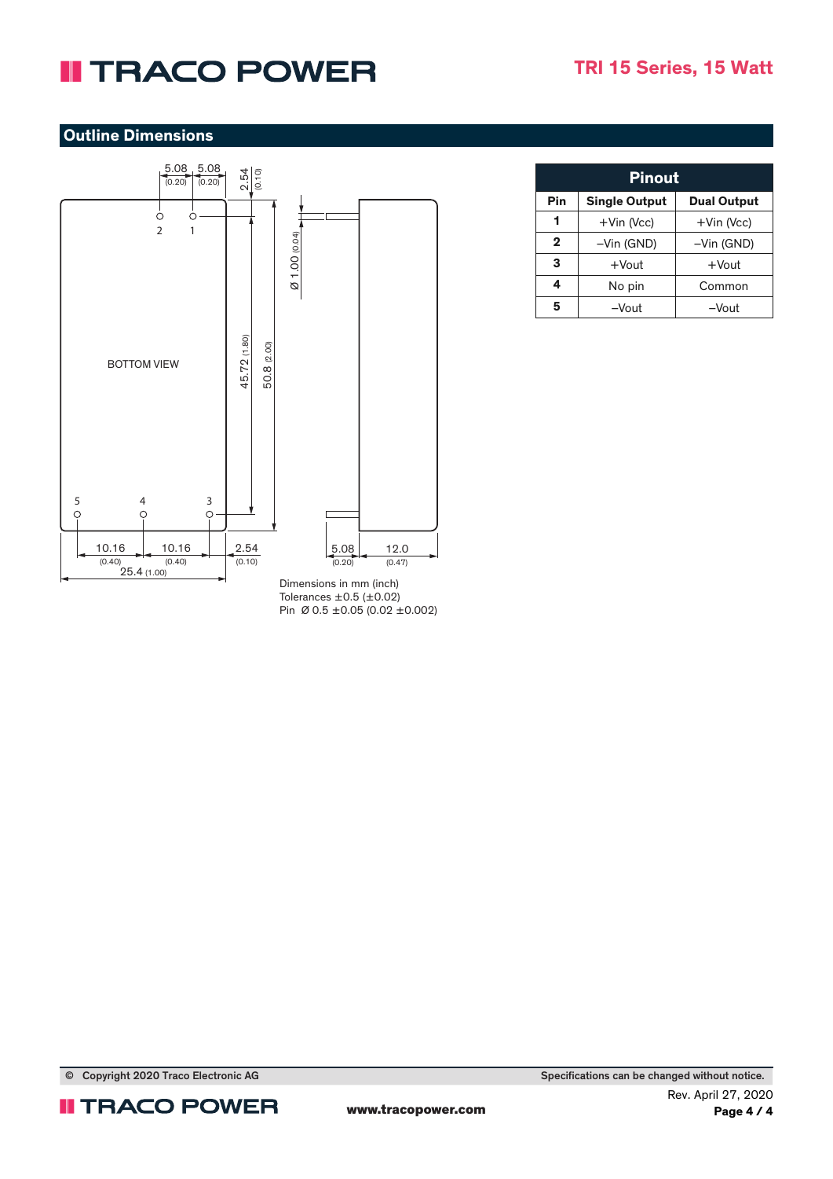## Outline Dimensions

BOTTOM VIEW

5.08 (0.20)
5.08 (0.20)
2.54 (0.10)
45.72 (1.80)
50.8 (2.00)
Ø 1.00 (0.04)
10.16 (0.40)
10.16 (0.40)
2.54 (0.10)
25.4 (1.00)
5.08 (0.20)
12.0 (0.47)

Dimensions in mm (inch)
Tolerances ±0.5 (±0.02)
Pin Ø 0.5 ±0.05 (0.02 ±0.002)

| Pinout | | |
|---|---|---|
| **Pin** | **Single Output** | **Dual Output** |
| **1** | +Vin (Vcc) | +Vin (Vcc) |
| **2** | –Vin (GND) | –Vin (GND) |
| **3** | +Vout | +Vout |
| **4** | No pin | Common |
| **5** | –Vout | –Vout |

© Copyright 2020 Traco Electronic AG

Specifications can be changed without notice.

Rev. April 27, 2020

www.tracopower.com